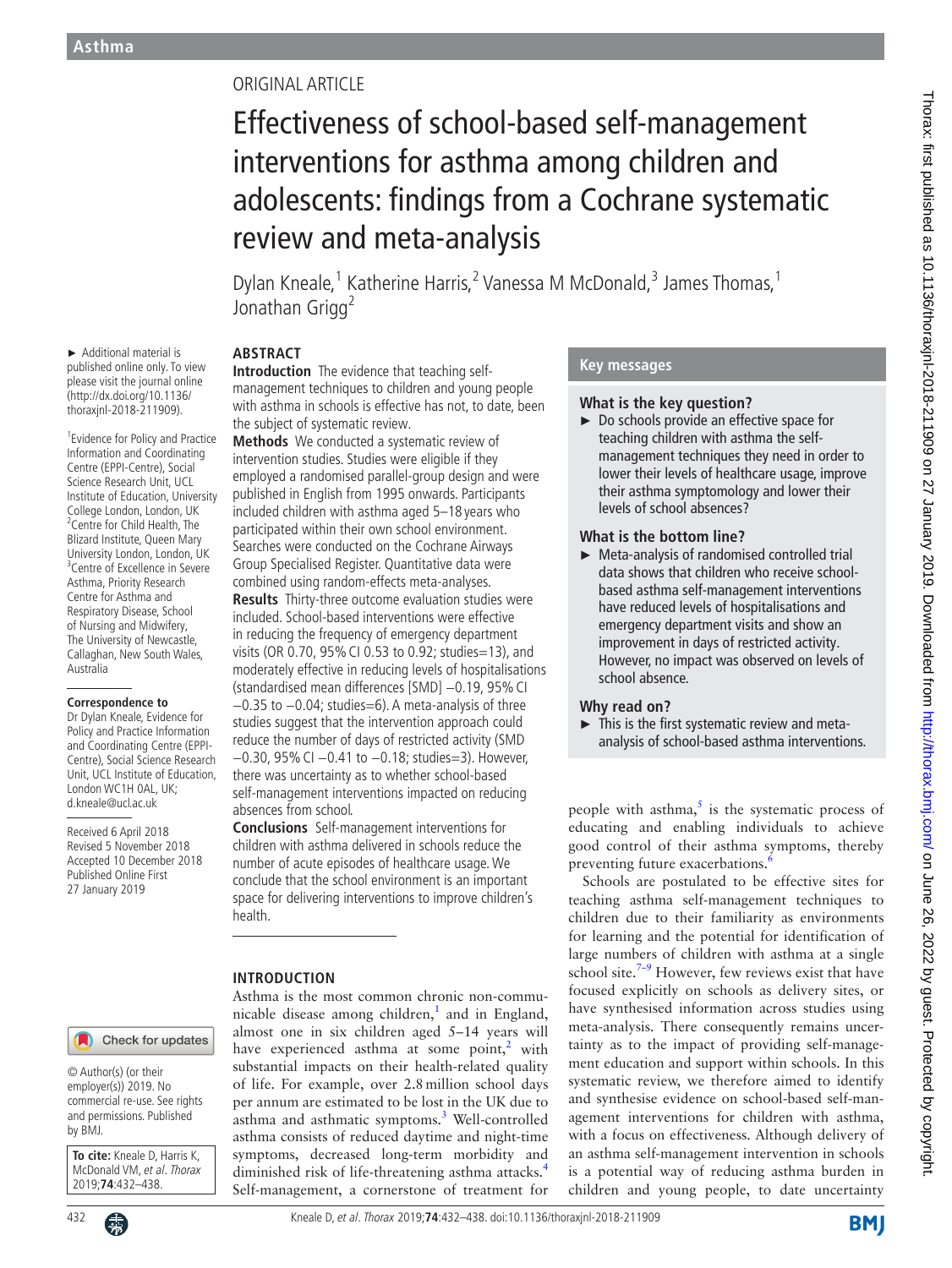ORIGINAL ARTICLE

# Effectiveness of school-based self-management interventions for asthma among children and adolescents: findings from a Cochrane systematic review and meta-analysis

Dylan Kneale,[1] Katherine Harris,[2] Vanessa M McDonald,[3] James Thomas,[1] Jonathan Grigg[2]

► Additional material is published online only. To view please visit the journal online (http://dx.doi.org/10.1136/thoraxjnl-2018-211909).

[1]Evidence for Policy and Practice Information and Coordinating Centre (EPPI-Centre), Social Science Research Unit, UCL Institute of Education, University College London, London, UK
[2]Centre for Child Health, The Blizard Institute, Queen Mary University London, London, UK
[3]Centre of Excellence in Severe Asthma, Priority Research Centre for Asthma and Respiratory Disease, School of Nursing and Midwifery, The University of Newcastle, Callaghan, New South Wales, Australia

**Correspondence to**
Dr Dylan Kneale, Evidence for Policy and Practice Information and Coordinating Centre (EPPI-Centre), Social Science Research Unit, UCL Institute of Education, London WC1H 0AL, UK; d.kneale@ucl.ac.uk

Received 6 April 2018
Revised 5 November 2018
Accepted 10 December 2018
Published Online First 27 January 2019

© Author(s) (or their employer(s)) 2019. No commercial re-use. See rights and permissions. Published by BMJ.

**To cite:** Kneale D, Harris K, McDonald VM, *et al*. *Thorax* 2019;**74**:432–438.

## ABSTRACT

**Introduction** The evidence that teaching self-management techniques to children and young people with asthma in schools is effective has not, to date, been the subject of systematic review.

**Methods** We conducted a systematic review of intervention studies. Studies were eligible if they employed a randomised parallel-group design and were published in English from 1995 onwards. Participants included children with asthma aged 5–18 years who participated within their own school environment. Searches were conducted on the Cochrane Airways Group Specialised Register. Quantitative data were combined using random-effects meta-analyses.

**Results** Thirty-three outcome evaluation studies were included. School-based interventions were effective in reducing the frequency of emergency department visits (OR 0.70, 95% CI 0.53 to 0.92; studies=13), and moderately effective in reducing levels of hospitalisations (standardised mean differences [SMD] −0.19, 95% CI −0.35 to −0.04; studies=6). A meta-analysis of three studies suggest that the intervention approach could reduce the number of days of restricted activity (SMD −0.30, 95% CI −0.41 to −0.18; studies=3). However, there was uncertainty as to whether school-based self-management interventions impacted on reducing absences from school.

**Conclusions** Self-management interventions for children with asthma delivered in schools reduce the number of acute episodes of healthcare usage. We conclude that the school environment is an important space for delivering interventions to improve children's health.

## Key messages

### What is the key question?

► Do schools provide an effective space for teaching children with asthma the self-management techniques they need in order to lower their levels of healthcare usage, improve their asthma symptomology and lower their levels of school absences?

### What is the bottom line?

► Meta-analysis of randomised controlled trial data shows that children who receive school-based asthma self-management interventions have reduced levels of hospitalisations and emergency department visits and show an improvement in days of restricted activity. However, no impact was observed on levels of school absence.

### Why read on?

► This is the first systematic review and meta-analysis of school-based asthma interventions.

## INTRODUCTION

Asthma is the most common chronic non-communicable disease among children,[1] and in England, almost one in six children aged 5–14 years will have experienced asthma at some point,[2] with substantial impacts on their health-related quality of life. For example, over 2.8 million school days per annum are estimated to be lost in the UK due to asthma and asthmatic symptoms.[3] Well-controlled asthma consists of reduced daytime and night-time symptoms, decreased long-term morbidity and diminished risk of life-threatening asthma attacks.[4] Self-management, a cornerstone of treatment for people with asthma,[5] is the systematic process of educating and enabling individuals to achieve good control of their asthma symptoms, thereby preventing future exacerbations.[6]

Schools are postulated to be effective sites for teaching asthma self-management techniques to children due to their familiarity as environments for learning and the potential for identification of large numbers of children with asthma at a single school site.[7–9] However, few reviews exist that have focused explicitly on schools as delivery sites, or have synthesised information across studies using meta-analysis. There consequently remains uncertainty as to the impact of providing self-management education and support within schools. In this systematic review, we therefore aimed to identify and synthesise evidence on school-based self-management interventions for children with asthma, with a focus on effectiveness. Although delivery of an asthma self-management intervention in schools is a potential way of reducing asthma burden in children and young people, to date uncertainty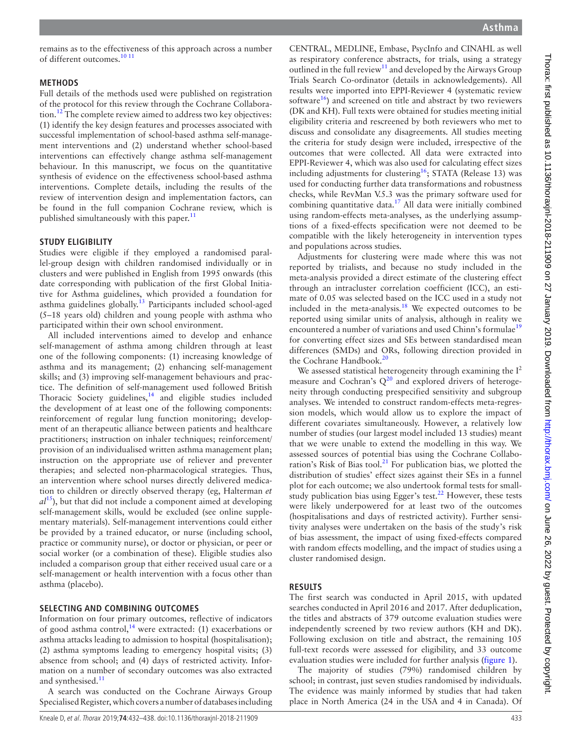remains as to the effectiveness of this approach across a number of different outcomes.[10 11]

## METHODS

Full details of the methods used were published on registration of the protocol for this review through the Cochrane Collaboration.[12] The complete review aimed to address two key objectives: (1) identify the key design features and processes associated with successful implementation of school-based asthma self-management interventions and (2) understand whether school-based interventions can effectively change asthma self-management behaviour. In this manuscript, we focus on the quantitative synthesis of evidence on the effectiveness school-based asthma interventions. Complete details, including the results of the review of intervention design and implementation factors, can be found in the full companion Cochrane review, which is published simultaneously with this paper.[11]

## STUDY ELIGIBILITY

Studies were eligible if they employed a randomised parallel-group design with children randomised individually or in clusters and were published in English from 1995 onwards (this date corresponding with publication of the first Global Initiative for Asthma guidelines, which provided a foundation for asthma guidelines globally.[13] Participants included school-aged (5–18 years old) children and young people with asthma who participated within their own school environment.

All included interventions aimed to develop and enhance self-management of asthma among children through at least one of the following components: (1) increasing knowledge of asthma and its management; (2) enhancing self-management skills; and (3) improving self-management behaviours and practice. The definition of self-management used followed British Thoracic Society guidelines,[14] and eligible studies included the development of at least one of the following components: reinforcement of regular lung function monitoring; development of an therapeutic alliance between patients and healthcare practitioners; instruction on inhaler techniques; reinforcement/provision of an individualised written asthma management plan; instruction on the appropriate use of reliever and preventer therapies; and selected non-pharmacological strategies. Thus, an intervention where school nurses directly delivered medication to children or directly observed therapy (eg, Halterman *et al*[15]), but that did not include a component aimed at developing self-management skills, would be excluded (see online supplementary materials). Self-management interventions could either be provided by a trained educator, or nurse (including school, practice or community nurse), or doctor or physician, or peer or social worker (or a combination of these). Eligible studies also included a comparison group that either received usual care or a self-management or health intervention with a focus other than asthma (placebo).

## SELECTING AND COMBINING OUTCOMES

Information on four primary outcomes, reflective of indicators of good asthma control,[14] were extracted: (1) exacerbations or asthma attacks leading to admission to hospital (hospitalisation); (2) asthma symptoms leading to emergency hospital visits; (3) absence from school; and (4) days of restricted activity. Information on a number of secondary outcomes was also extracted and synthesised.[11]

A search was conducted on the Cochrane Airways Group Specialised Register, which covers a number of databases including CENTRAL, MEDLINE, Embase, PsycInfo and CINAHL as well as respiratory conference abstracts, for trials, using a strategy outlined in the full review[11] and developed by the Airways Group Trials Search Co-ordinator (details in acknowledgements). All results were imported into EPPI-Reviewer 4 (systematic review software[16]) and screened on title and abstract by two reviewers (DK and KH). Full texts were obtained for studies meeting initial eligibility criteria and rescreened by both reviewers who met to discuss and consolidate any disagreements. All studies meeting the criteria for study design were included, irrespective of the outcomes that were collected. All data were extracted into EPPI-Reviewer 4, which was also used for calculating effect sizes including adjustments for clustering[16]; STATA (Release 13) was used for conducting further data transformations and robustness checks, while RevMan V.5.3 was the primary software used for combining quantitative data.[17] All data were initially combined using random-effects meta-analyses, as the underlying assumptions of a fixed-effects specification were not deemed to be compatible with the likely heterogeneity in intervention types and populations across studies.

Adjustments for clustering were made where this was not reported by trialists, and because no study included in the meta-analysis provided a direct estimate of the clustering effect through an intracluster correlation coefficient (ICC), an estimate of 0.05 was selected based on the ICC used in a study not included in the meta-analysis.[18] We expected outcomes to be reported using similar units of analysis, although in reality we encountered a number of variations and used Chinn's formulae[19] for converting effect sizes and SEs between standardised mean differences (SMDs) and ORs, following direction provided in the Cochrane Handbook.[20]

We assessed statistical heterogeneity through examining the $I^2$ measure and Cochran's Q[20] and explored drivers of heterogeneity through conducting prespecified sensitivity and subgroup analyses. We intended to construct random-effects meta-regression models, which would allow us to explore the impact of different covariates simultaneously. However, a relatively low number of studies (our largest model included 13 studies) meant that we were unable to extend the modelling in this way. We assessed sources of potential bias using the Cochrane Collaboration's Risk of Bias tool.[21] For publication bias, we plotted the distribution of studies' effect sizes against their SEs in a funnel plot for each outcome; we also undertook formal tests for small-study publication bias using Egger's test.[22] However, these tests were likely underpowered for at least two of the outcomes (hospitalisations and days of restricted activity). Further sensitivity analyses were undertaken on the basis of the study's risk of bias assessment, the impact of using fixed-effects compared with random effects modelling, and the impact of studies using a cluster randomised design.

## RESULTS

The first search was conducted in April 2015, with updated searches conducted in April 2016 and 2017. After deduplication, the titles and abstracts of 379 outcome evaluation studies were independently screened by two review authors (KH and DK). Following exclusion on title and abstract, the remaining 105 full-text records were assessed for eligibility, and 33 outcome evaluation studies were included for further analysis (figure 1).

The majority of studies (79%) randomised children by school; in contrast, just seven studies randomised by individuals. The evidence was mainly informed by studies that had taken place in North America (24 in the USA and 4 in Canada). Of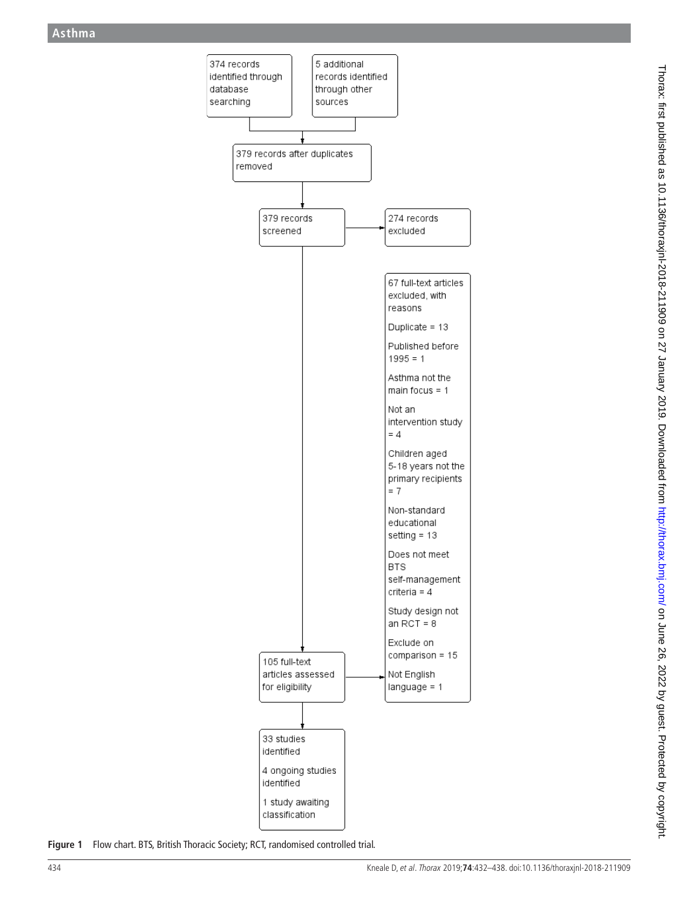374 records identified through database searching

5 additional records identified through other sources

379 records after duplicates removed

379 records screened

274 records excluded

105 full-text articles assessed for eligibility

67 full-text articles excluded, with reasons

- Duplicate = 13
- Published before 1995 = 1
- Asthma not the main focus = 1
- Not an intervention study = 4
- Children aged 5-18 years not the primary recipients = 7
- Non-standard educational setting = 13
- Does not meet BTS self-management criteria = 4
- Study design not an RCT = 8
- Exclude on comparison = 15
- Not English language = 1

33 studies identified

4 ongoing studies identified

1 study awaiting classification

**Figure 1** Flow chart. BTS, British Thoracic Society; RCT, randomised controlled trial.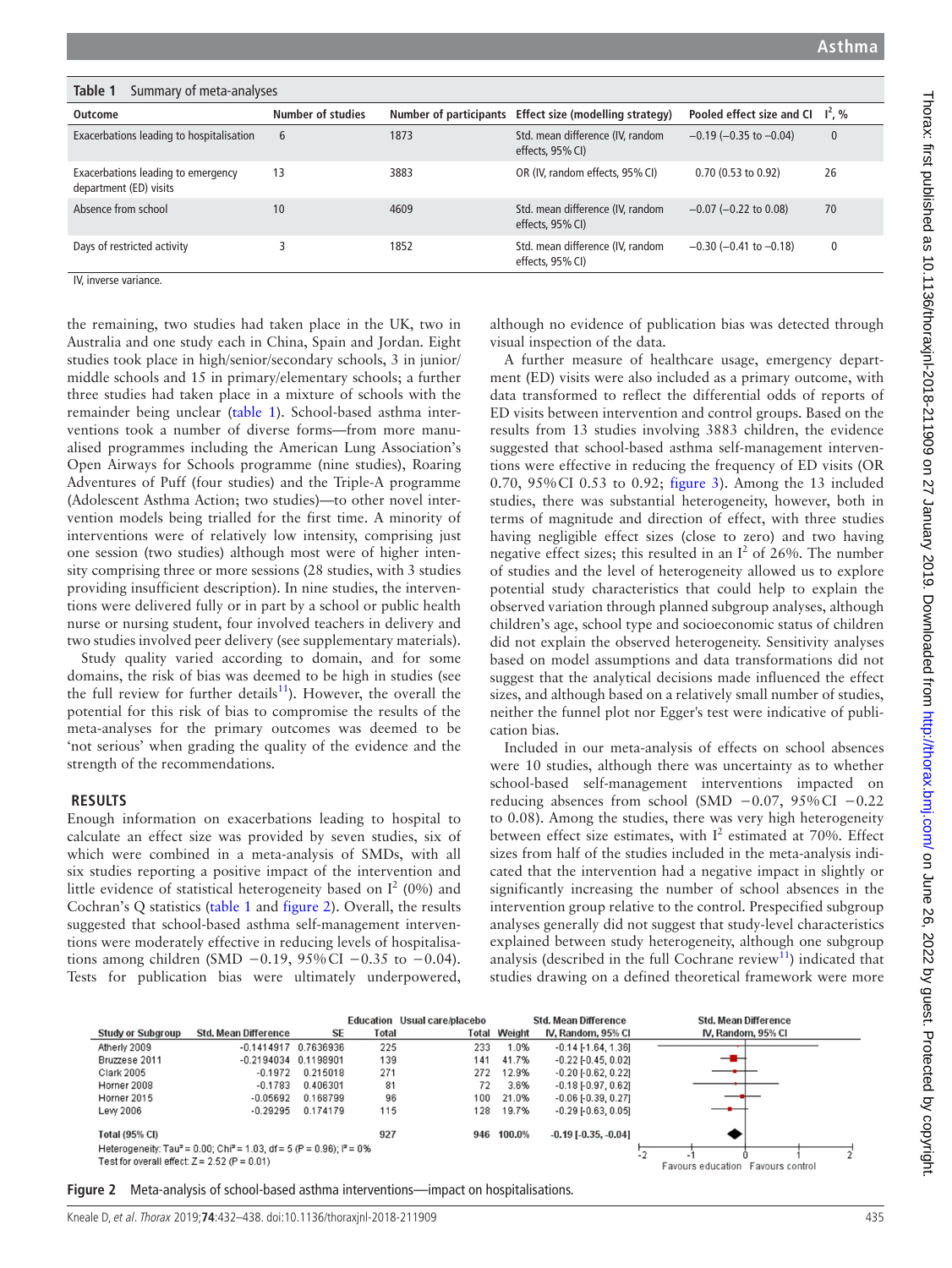**Table 1** Summary of meta-analyses

| Outcome | Number of studies | Number of participants | Effect size (modelling strategy) | Pooled effect size and CI | $I^2$, % |
|---|---|---|---|---|---|
| Exacerbations leading to hospitalisation | 6 | 1873 | Std. mean difference (IV, random effects, 95% CI) | −0.19 (−0.35 to −0.04) | 0 |
| Exacerbations leading to emergency department (ED) visits | 13 | 3883 | OR (IV, random effects, 95% CI) | 0.70 (0.53 to 0.92) | 26 |
| Absence from school | 10 | 4609 | Std. mean difference (IV, random effects, 95% CI) | −0.07 (−0.22 to 0.08) | 70 |
| Days of restricted activity | 3 | 1852 | Std. mean difference (IV, random effects, 95% CI) | −0.30 (−0.41 to −0.18) | 0 |

IV, inverse variance.

the remaining, two studies had taken place in the UK, two in Australia and one study each in China, Spain and Jordan. Eight studies took place in high/senior/secondary schools, 3 in junior/middle schools and 15 in primary/elementary schools; a further three studies had taken place in a mixture of schools with the remainder being unclear (table 1). School-based asthma interventions took a number of diverse forms—from more manualised programmes including the American Lung Association's Open Airways for Schools programme (nine studies), Roaring Adventures of Puff (four studies) and the Triple-A programme (Adolescent Asthma Action; two studies)—to other novel intervention models being trialled for the first time. A minority of interventions were of relatively low intensity, comprising just one session (two studies) although most were of higher intensity comprising three or more sessions (28 studies, with 3 studies providing insufficient description). In nine studies, the interventions were delivered fully or in part by a school or public health nurse or nursing student, four involved teachers in delivery and two studies involved peer delivery (see supplementary materials).

Study quality varied according to domain, and for some domains, the risk of bias was deemed to be high in studies (see the full review for further details[11]). However, the overall the potential for this risk of bias to compromise the results of the meta-analyses for the primary outcomes was deemed to be 'not serious' when grading the quality of the evidence and the strength of the recommendations.

## RESULTS

Enough information on exacerbations leading to hospital to calculate an effect size was provided by seven studies, six of which were combined in a meta-analysis of SMDs, with all six studies reporting a positive impact of the intervention and little evidence of statistical heterogeneity based on $I^2$ (0%) and Cochran's Q statistics (table 1 and figure 2). Overall, the results suggested that school-based asthma self-management interventions were moderately effective in reducing levels of hospitalisations among children (SMD −0.19, 95% CI −0.35 to −0.04). Tests for publication bias were ultimately underpowered, although no evidence of publication bias was detected through visual inspection of the data.

A further measure of healthcare usage, emergency department (ED) visits were also included as a primary outcome, with data transformed to reflect the differential odds of reports of ED visits between intervention and control groups. Based on the results from 13 studies involving 3883 children, the evidence suggested that school-based asthma self-management interventions were effective in reducing the frequency of ED visits (OR 0.70, 95% CI 0.53 to 0.92; figure 3). Among the 13 included studies, there was substantial heterogeneity, however, both in terms of magnitude and direction of effect, with three studies having negligible effect sizes (close to zero) and two having negative effect sizes; this resulted in an $I^2$ of 26%. The number of studies and the level of heterogeneity allowed us to explore potential study characteristics that could help to explain the observed variation through planned subgroup analyses, although children's age, school type and socioeconomic status of children did not explain the observed heterogeneity. Sensitivity analyses based on model assumptions and data transformations did not suggest that the analytical decisions made influenced the effect sizes, and although based on a relatively small number of studies, neither the funnel plot nor Egger's test were indicative of publication bias.

Included in our meta-analysis of effects on school absences were 10 studies, although there was uncertainty as to whether school-based self-management interventions impacted on reducing absences from school (SMD −0.07, 95% CI −0.22 to 0.08). Among the studies, there was very high heterogeneity between effect size estimates, with $I^2$ estimated at 70%. Effect sizes from half of the studies included in the meta-analysis indicated that the intervention had a negative impact in slightly or significantly increasing the number of school absences in the intervention group relative to the control. Prespecified subgroup analyses generally did not suggest that study-level characteristics explained between study heterogeneity, although one subgroup analysis (described in the full Cochrane review[11]) indicated that studies drawing on a defined theoretical framework were more

| Study or Subgroup | Std. Mean Difference | SE | Education Total | Usual care/placebo Total | Weight | Std. Mean Difference IV, Random, 95% CI |
|---|---|---|---|---|---|---|
| Atherly 2009 | −0.1414917 | 0.7636936 | 225 | 233 | 1.0% | −0.14 [−1.64, 1.36] |
| Bruzzese 2011 | −0.2194034 | 0.1198901 | 139 | 141 | 41.7% | −0.22 [−0.45, 0.02] |
| Clark 2005 | −0.1972 | 0.215018 | 271 | 272 | 12.9% | −0.20 [−0.62, 0.22] |
| Horner 2008 | −0.1783 | 0.406301 | 81 | 72 | 3.6% | −0.18 [−0.97, 0.62] |
| Horner 2015 | −0.05692 | 0.168799 | 96 | 100 | 21.0% | −0.06 [−0.39, 0.27] |
| Levy 2006 | −0.29295 | 0.174179 | 115 | 128 | 19.7% | −0.29 [−0.63, 0.05] |
| **Total (95% CI)** | | | 927 | 946 | 100.0% | **−0.19 [−0.35, −0.04]** |

Heterogeneity: Tau² = 0.00; Chi² = 1.03, df = 5 (P = 0.96); I² = 0%
Test for overall effect: Z = 2.52 (P = 0.01)

Favours education | Favours control

**Figure 2** Meta-analysis of school-based asthma interventions—impact on hospitalisations.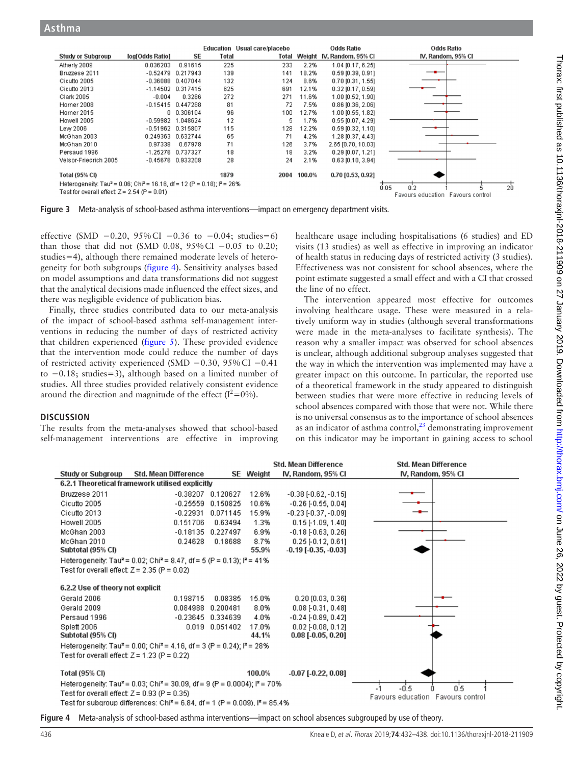| Study or Subgroup | log[Odds Ratio] | SE | Education Total | Usual care/placebo Total | Weight | Odds Ratio IV, Random, 95% CI |
|---|---|---|---|---|---|---|
| Atherly 2009 | 0.036203 | 0.91615 | 225 | 233 | 2.2% | 1.04 [0.17, 6.25] |
| Bruzzese 2011 | -0.52479 | 0.217943 | 139 | 141 | 18.2% | 0.59 [0.39, 0.91] |
| Cicutto 2005 | -0.36088 | 0.407044 | 132 | 124 | 8.6% | 0.70 [0.31, 1.55] |
| Cicutto 2013 | -1.14502 | 0.317415 | 625 | 691 | 12.1% | 0.32 [0.17, 0.59] |
| Clark 2005 | -0.004 | 0.3286 | 272 | 271 | 11.6% | 1.00 [0.52, 1.90] |
| Horner 2008 | -0.15415 | 0.447288 | 81 | 72 | 7.5% | 0.86 [0.36, 2.06] |
| Horner 2015 | 0 | 0.306104 | 96 | 100 | 12.7% | 1.00 [0.55, 1.82] |
| Howell 2005 | -0.59982 | 1.048624 | 12 | 5 | 1.7% | 0.55 [0.07, 4.29] |
| Levy 2006 | -0.51962 | 0.315807 | 115 | 128 | 12.2% | 0.59 [0.32, 1.10] |
| McGhan 2003 | 0.249363 | 0.632744 | 65 | 71 | 4.2% | 1.28 [0.37, 4.43] |
| McGhan 2010 | 0.97338 | 0.67978 | 71 | 126 | 3.7% | 2.65 [0.70, 10.03] |
| Persaud 1996 | -1.25276 | 0.737327 | 18 | 18 | 3.2% | 0.29 [0.07, 1.21] |
| Velsor-Friedrich 2005 | -0.45676 | 0.933208 | 28 | 24 | 2.1% | 0.63 [0.10, 3.94] |
| **Total (95% CI)** | | | **1879** | **2004** | **100.0%** | **0.70 [0.53, 0.92]** |

Heterogeneity: Tau² = 0.06; Chi² = 16.16, df = 12 (P = 0.18); I² = 26%
Test for overall effect: Z = 2.54 (P = 0.01)

Favours education | Favours control

**Figure 3** Meta-analysis of school-based asthma interventions—impact on emergency department visits.

effective (SMD −0.20, 95% CI −0.36 to −0.04; studies=6) than those that did not (SMD 0.08, 95% CI −0.05 to 0.20; studies=4), although there remained moderate levels of heterogeneity for both subgroups (figure 4). Sensitivity analyses based on model assumptions and data transformations did not suggest that the analytical decisions made influenced the effect sizes, and there was negligible evidence of publication bias.

Finally, three studies contributed data to our meta-analysis of the impact of school-based asthma self-management interventions in reducing the number of days of restricted activity that children experienced (figure 5). These provided evidence that the intervention mode could reduce the number of days of restricted activity experienced (SMD −0.30, 95% CI −0.41 to −0.18; studies=3), although based on a limited number of studies. All three studies provided relatively consistent evidence around the direction and magnitude of the effect ($I^2$=0%).

## DISCUSSION

The results from the meta-analyses showed that school-based self-management interventions are effective in improving healthcare usage including hospitalisations (6 studies) and ED visits (13 studies) as well as effective in improving an indicator of health status in reducing days of restricted activity (3 studies). Effectiveness was not consistent for school absences, where the point estimate suggested a small effect and with a CI that crossed the line of no effect.

The intervention appeared most effective for outcomes involving healthcare usage. These were measured in a relatively uniform way in studies (although several transformations were made in the meta-analyses to facilitate synthesis). The reason why a smaller impact was observed for school absences is unclear, although additional subgroup analyses suggested that the way in which the intervention was implemented may have a greater impact on this outcome. In particular, the reported use of a theoretical framework in the study appeared to distinguish between studies that were more effective in reducing levels of school absences compared with those that were not. While there is no universal consensus as to the importance of school absences as an indicator of asthma control,[23] demonstrating improvement on this indicator may be important in gaining access to school

| Study or Subgroup | Std. Mean Difference | SE | Weight | Std. Mean Difference IV, Random, 95% CI |
|---|---|---|---|---|
| **6.2.1 Theoretical framework utilised explicitly** | | | | |
| Bruzzese 2011 | -0.38207 | 0.120627 | 12.6% | -0.38 [-0.62, -0.15] |
| Cicutto 2005 | -0.25559 | 0.150825 | 10.6% | -0.26 [-0.55, 0.04] |
| Cicutto 2013 | -0.22931 | 0.071145 | 15.9% | -0.23 [-0.37, -0.09] |
| Howell 2005 | 0.151706 | 0.63494 | 1.3% | 0.15 [-1.09, 1.40] |
| McGhan 2003 | -0.18135 | 0.227497 | 6.9% | -0.18 [-0.63, 0.26] |
| McGhan 2010 | 0.24628 | 0.18688 | 8.7% | 0.25 [-0.12, 0.61] |
| **Subtotal (95% CI)** | | | **55.9%** | **-0.19 [-0.35, -0.03]** |
| Heterogeneity: Tau² = 0.02; Chi² = 8.47, df = 5 (P = 0.13); I² = 41% | | | | |
| Test for overall effect: Z = 2.35 (P = 0.02) | | | | |
| **6.2.2 Use of theory not explicit** | | | | |
| Gerald 2006 | 0.198715 | 0.08385 | 15.0% | 0.20 [0.03, 0.36] |
| Gerald 2009 | 0.084988 | 0.200481 | 8.0% | 0.08 [-0.31, 0.48] |
| Persaud 1996 | -0.23645 | 0.334639 | 4.0% | -0.24 [-0.89, 0.42] |
| Splett 2006 | 0.019 | 0.051402 | 17.0% | 0.02 [-0.08, 0.12] |
| **Subtotal (95% CI)** | | | **44.1%** | **0.08 [-0.05, 0.20]** |
| Heterogeneity: Tau² = 0.00; Chi² = 4.16, df = 3 (P = 0.24); I² = 28% | | | | |
| Test for overall effect: Z = 1.23 (P = 0.22) | | | | |
| **Total (95% CI)** | | | **100.0%** | **-0.07 [-0.22, 0.08]** |

Heterogeneity: Tau² = 0.03; Chi² = 30.09, df = 9 (P = 0.0004); I² = 70%
Test for overall effect: Z = 0.93 (P = 0.35)
Test for subgroup differences: Chi² = 6.84, df = 1 (P = 0.009), I² = 85.4%

Favours education | Favours control

**Figure 4** Meta-analysis of school-based asthma interventions—impact on school absences subgrouped by use of theory.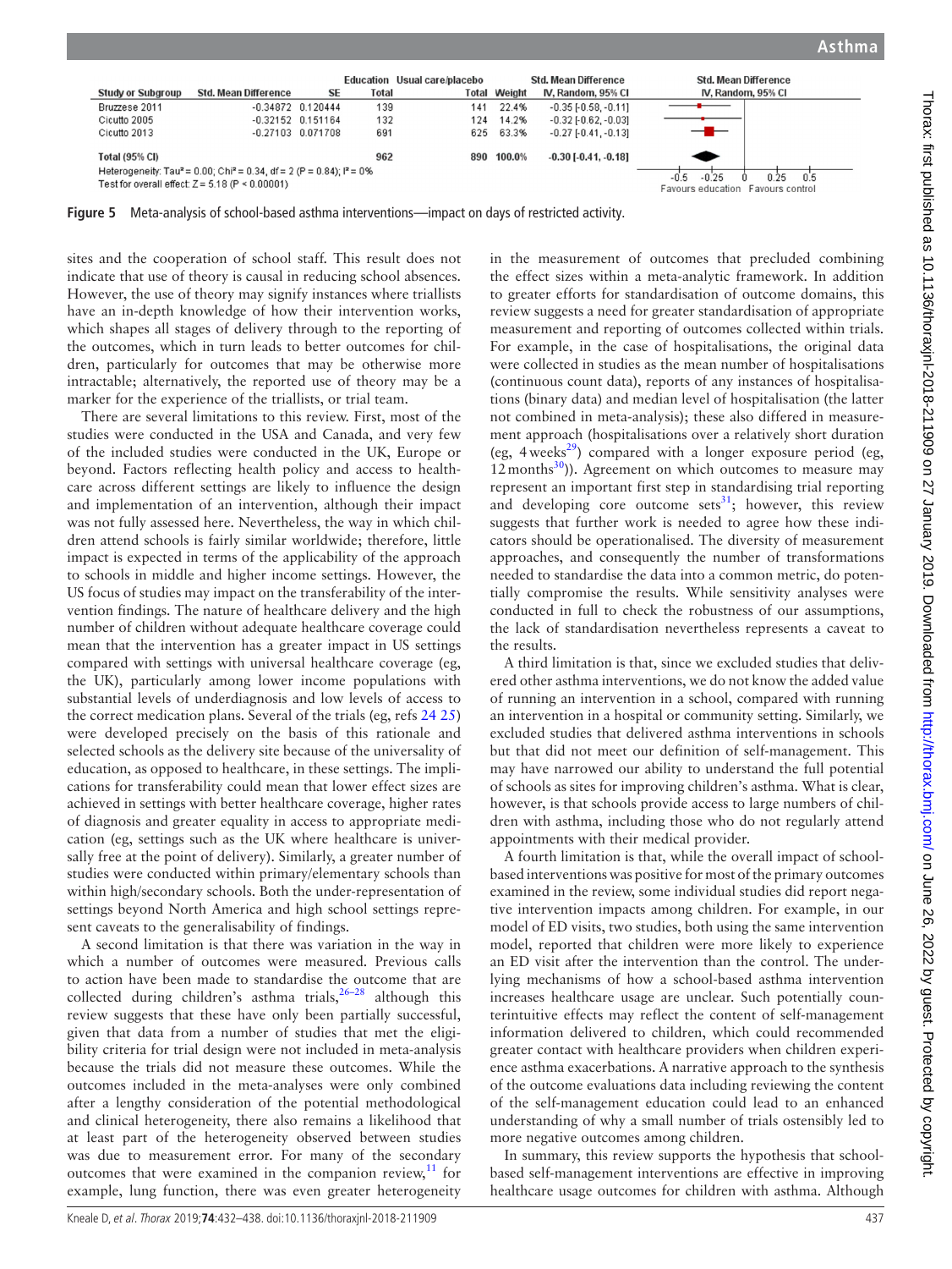Study or Subgroup | Std. Mean Difference | SE | Education Total | Usual care/placebo Total | Weight | Std. Mean Difference IV, Random, 95% CI

Bruzzese 2011 -0.34872 0.120444 139 141 22.4% -0.35 [-0.58, -0.11]

Cicutto 2005 -0.32152 0.151164 132 124 14.2% -0.32 [-0.62, -0.03]

Cicutto 2013 -0.27103 0.071708 691 625 63.3% -0.27 [-0.41, -0.13]

Total (95% CI) 962 890 100.0% -0.30 [-0.41, -0.18]

Heterogeneity: Tau² = 0.00; Chi² = 0.34, df = 2 (P = 0.84); I² = 0%

Test for overall effect: Z = 5.18 (P < 0.00001)

Std. Mean Difference IV, Random, 95% CI

-0.5 -0.25 0 0.25 0.5

Favours education Favours control

**Figure 5** Meta-analysis of school-based asthma interventions—impact on days of restricted activity.

sites and the cooperation of school staff. This result does not indicate that use of theory is causal in reducing school absences. However, the use of theory may signify instances where triallists have an in-depth knowledge of how their intervention works, which shapes all stages of delivery through to the reporting of the outcomes, which in turn leads to better outcomes for children, particularly for outcomes that may be otherwise more intractable; alternatively, the reported use of theory may be a marker for the experience of the triallists, or trial team.

There are several limitations to this review. First, most of the studies were conducted in the USA and Canada, and very few of the included studies were conducted in the UK, Europe or beyond. Factors reflecting health policy and access to healthcare across different settings are likely to influence the design and implementation of an intervention, although their impact was not fully assessed here. Nevertheless, the way in which children attend schools is fairly similar worldwide; therefore, little impact is expected in terms of the applicability of the approach to schools in middle and higher income settings. However, the US focus of studies may impact on the transferability of the intervention findings. The nature of healthcare delivery and the high number of children without adequate healthcare coverage could mean that the intervention has a greater impact in US settings compared with settings with universal healthcare coverage (eg, the UK), particularly among lower income populations with substantial levels of underdiagnosis and low levels of access to the correct medication plans. Several of the trials (eg, refs 24 25) were developed precisely on the basis of this rationale and selected schools as the delivery site because of the universality of education, as opposed to healthcare, in these settings. The implications for transferability could mean that lower effect sizes are achieved in settings with better healthcare coverage, higher rates of diagnosis and greater equality in access to appropriate medication (eg, settings such as the UK where healthcare is universally free at the point of delivery). Similarly, a greater number of studies were conducted within primary/elementary schools than within high/secondary schools. Both the under-representation of settings beyond North America and high school settings represent caveats to the generalisability of findings.

A second limitation is that there was variation in the way in which a number of outcomes were measured. Previous calls to action have been made to standardise the outcome that are collected during children's asthma trials,[26–28] although this review suggests that these have only been partially successful, given that data from a number of studies that met the eligibility criteria for trial design were not included in meta-analysis because the trials did not measure these outcomes. While the outcomes included in the meta-analyses were only combined after a lengthy consideration of the potential methodological and clinical heterogeneity, there also remains a likelihood that at least part of the heterogeneity observed between studies was due to measurement error. For many of the secondary outcomes that were examined in the companion review,[11] for example, lung function, there was even greater heterogeneity in the measurement of outcomes that precluded combining the effect sizes within a meta-analytic framework. In addition to greater efforts for standardisation of outcome domains, this review suggests a need for greater standardisation of appropriate measurement and reporting of outcomes collected within trials. For example, in the case of hospitalisations, the original data were collected in studies as the mean number of hospitalisations (continuous count data), reports of any instances of hospitalisations (binary data) and median level of hospitalisation (the latter not combined in meta-analysis); these also differed in measurement approach (hospitalisations over a relatively short duration (eg, 4 weeks[29]) compared with a longer exposure period (eg, 12 months[30])). Agreement on which outcomes to measure may represent an important first step in standardising trial reporting and developing core outcome sets[31]; however, this review suggests that further work is needed to agree how these indicators should be operationalised. The diversity of measurement approaches, and consequently the number of transformations needed to standardise the data into a common metric, do potentially compromise the results. While sensitivity analyses were conducted in full to check the robustness of our assumptions, the lack of standardisation nevertheless represents a caveat to the results.

A third limitation is that, since we excluded studies that delivered other asthma interventions, we do not know the added value of running an intervention in a school, compared with running an intervention in a hospital or community setting. Similarly, we excluded studies that delivered asthma interventions in schools but that did not meet our definition of self-management. This may have narrowed our ability to understand the full potential of schools as sites for improving children's asthma. What is clear, however, is that schools provide access to large numbers of children with asthma, including those who do not regularly attend appointments with their medical provider.

A fourth limitation is that, while the overall impact of school-based interventions was positive for most of the primary outcomes examined in the review, some individual studies did report negative intervention impacts among children. For example, in our model of ED visits, two studies, both using the same intervention model, reported that children were more likely to experience an ED visit after the intervention than the control. The underlying mechanisms of how a school-based asthma intervention increases healthcare usage are unclear. Such potentially counterintuitive effects may reflect the content of self-management information delivered to children, which could recommended greater contact with healthcare providers when children experience asthma exacerbations. A narrative approach to the synthesis of the outcome evaluations data including reviewing the content of the self-management education could lead to an enhanced understanding of why a small number of trials ostensibly led to more negative outcomes among children.

In summary, this review supports the hypothesis that school-based self-management interventions are effective in improving healthcare usage outcomes for children with asthma. Although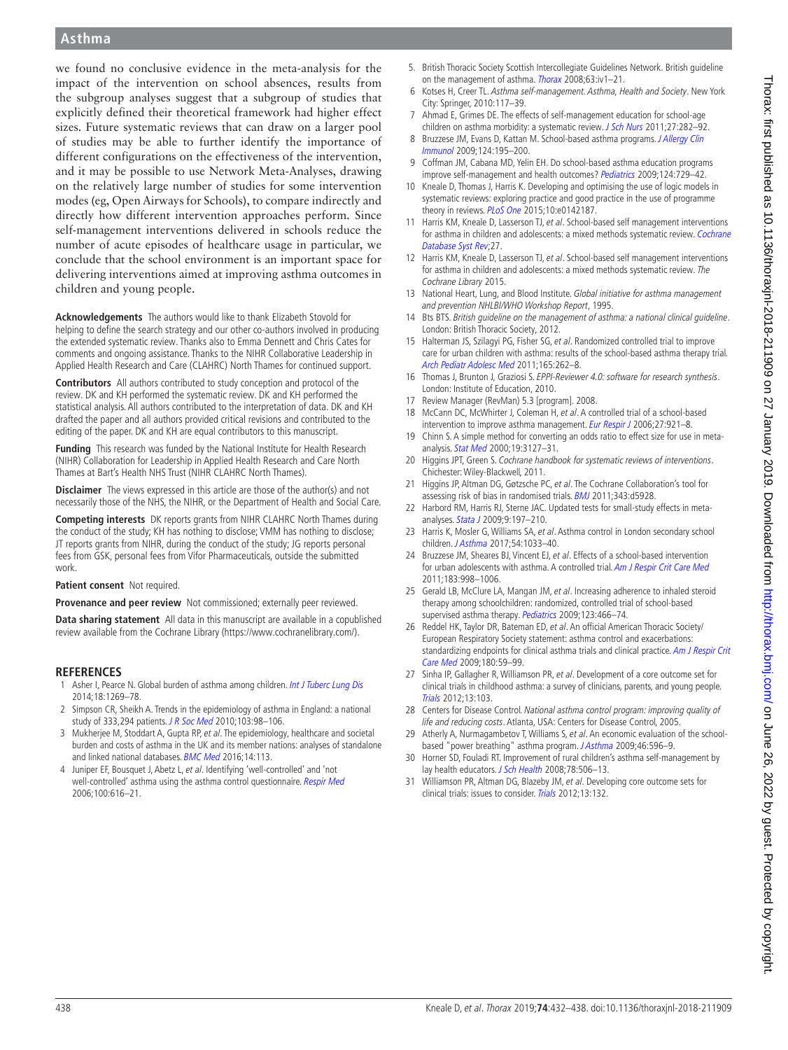we found no conclusive evidence in the meta-analysis for the impact of the intervention on school absences, results from the subgroup analyses suggest that a subgroup of studies that explicitly defined their theoretical framework had higher effect sizes. Future systematic reviews that can draw on a larger pool of studies may be able to further identify the importance of different configurations on the effectiveness of the intervention, and it may be possible to use Network Meta-Analyses, drawing on the relatively large number of studies for some intervention modes (eg, Open Airways for Schools), to compare indirectly and directly how different intervention approaches perform. Since self-management interventions delivered in schools reduce the number of acute episodes of healthcare usage in particular, we conclude that the school environment is an important space for delivering interventions aimed at improving asthma outcomes in children and young people.

**Acknowledgements** The authors would like to thank Elizabeth Stovold for helping to define the search strategy and our other co-authors involved in producing the extended systematic review. Thanks also to Emma Dennett and Chris Cates for comments and ongoing assistance. Thanks to the NIHR Collaborative Leadership in Applied Health Research and Care (CLAHRC) North Thames for continued support.

**Contributors** All authors contributed to study conception and protocol of the review. DK and KH performed the systematic review. DK and KH performed the statistical analysis. All authors contributed to the interpretation of data. DK and KH drafted the paper and all authors provided critical revisions and contributed to the editing of the paper. DK and KH are equal contributors to this manuscript.

**Funding** This research was funded by the National Institute for Health Research (NIHR) Collaboration for Leadership in Applied Health Research and Care North Thames at Bart's Health NHS Trust (NIHR CLAHRC North Thames).

**Disclaimer** The views expressed in this article are those of the author(s) and not necessarily those of the NHS, the NIHR, or the Department of Health and Social Care.

**Competing interests** DK reports grants from NIHR CLAHRC North Thames during the conduct of the study; KH has nothing to disclose; VMM has nothing to disclose; JT reports grants from NIHR, during the conduct of the study; JG reports personal fees from GSK, personal fees from Vifor Pharmaceuticals, outside the submitted work.

**Patient consent** Not required.

**Provenance and peer review** Not commissioned; externally peer reviewed.

**Data sharing statement** All data in this manuscript are available in a copublished review available from the Cochrane Library (https://www.cochranelibrary.com/).

## REFERENCES

1. Asher I, Pearce N. Global burden of asthma among children. *Int J Tuberc Lung Dis* 2014;18:1269–78.
2. Simpson CR, Sheikh A. Trends in the epidemiology of asthma in England: a national study of 333,294 patients. *J R Soc Med* 2010;103:98–106.
3. Mukherjee M, Stoddart A, Gupta RP, *et al*. The epidemiology, healthcare and societal burden and costs of asthma in the UK and its member nations: analyses of standalone and linked national databases. *BMC Med* 2016;14:113.
4. Juniper EF, Bousquet J, Abetz L, *et al*. Identifying 'well-controlled' and 'not well-controlled' asthma using the asthma control questionnaire. *Respir Med* 2006;100:616–21.
5. British Thoracic Society Scottish Intercollegiate Guidelines Network. British guideline on the management of asthma. *Thorax* 2008;63:iv1–21.
6. Kotses H, Creer TL. *Asthma self-management. Asthma, Health and Society*. New York City: Springer, 2010:117–39.
7. Ahmad E, Grimes DE. The effects of self-management education for school-age children on asthma morbidity: a systematic review. *J Sch Nurs* 2011;27:282–92.
8. Bruzzese JM, Evans D, Kattan M. School-based asthma programs. *J Allergy Clin Immunol* 2009;124:195–200.
9. Coffman JM, Cabana MD, Yelin EH. Do school-based asthma education programs improve self-management and health outcomes? *Pediatrics* 2009;124:729–42.
10. Kneale D, Thomas J, Harris K. Developing and optimising the use of logic models in systematic reviews: exploring practice and good practice in the use of programme theory in reviews. *PLoS One* 2015;10:e0142187.
11. Harris KM, Kneale D, Lasserson TJ, *et al*. School-based self management interventions for asthma in children and adolescents: a mixed methods systematic review. *Cochrane Database Syst Rev*;27.
12. Harris KM, Kneale D, Lasserson TJ, *et al*. School-based self management interventions for asthma in children and adolescents: a mixed methods systematic review. *The Cochrane Library* 2015.
13. National Heart, Lung, and Blood Institute. *Global initiative for asthma management and prevention NHLBI/WHO Workshop Report*, 1995.
14. Bts BTS. *British guideline on the management of asthma: a national clinical guideline*. London: British Thoracic Society, 2012.
15. Halterman JS, Szilagyi PG, Fisher SG, *et al*. Randomized controlled trial to improve care for urban children with asthma: results of the school-based asthma therapy trial. *Arch Pediatr Adolesc Med* 2011;165:262–8.
16. Thomas J, Brunton J, Graziosi S. *EPPI-Reviewer 4.0: software for research synthesis*. London: Institute of Education, 2010.
17. Review Manager (RevMan) 5.3 [program]. 2008.
18. McCann DC, McWhirter J, Coleman H, *et al*. A controlled trial of a school-based intervention to improve asthma management. *Eur Respir J* 2006;27:921–8.
19. Chinn S. A simple method for converting an odds ratio to effect size for use in meta-analysis. *Stat Med* 2000;19:3127–31.
20. Higgins JPT, Green S. *Cochrane handbook for systematic reviews of interventions*. Chichester: Wiley-Blackwell, 2011.
21. Higgins JP, Altman DG, Gøtzsche PC, *et al*. The Cochrane Collaboration's tool for assessing risk of bias in randomised trials. *BMJ* 2011;343:d5928.
22. Harbord RM, Harris RJ, Sterne JAC. Updated tests for small-study effects in meta-analyses. *Stata J* 2009;9:197–210.
23. Harris K, Mosler G, Williams SA, *et al*. Asthma control in London secondary school children. *J Asthma* 2017;54:1033–40.
24. Bruzzese JM, Sheares BJ, Vincent EJ, *et al*. Effects of a school-based intervention for urban adolescents with asthma. A controlled trial. *Am J Respir Crit Care Med* 2011;183:998–1006.
25. Gerald LB, McClure LA, Mangan JM, *et al*. Increasing adherence to inhaled steroid therapy among schoolchildren: randomized, controlled trial of school-based supervised asthma therapy. *Pediatrics* 2009;123:466–74.
26. Reddel HK, Taylor DR, Bateman ED, *et al*. An official American Thoracic Society/European Respiratory Society statement: asthma control and exacerbations: standardizing endpoints for clinical asthma trials and clinical practice. *Am J Respir Crit Care Med* 2009;180:59–99.
27. Sinha IP, Gallagher R, Williamson PR, *et al*. Development of a core outcome set for clinical trials in childhood asthma: a survey of clinicians, parents, and young people. *Trials* 2012;13:103.
28. Centers for Disease Control. *National asthma control program: improving quality of life and reducing costs*. Atlanta, USA: Centers for Disease Control, 2005.
29. Atherly A, Nurmagambetov T, Williams S, *et al*. An economic evaluation of the school-based "power breathing" asthma program. *J Asthma* 2009;46:596–9.
30. Horner SD, Fouladi RT. Improvement of rural children's asthma self-management by lay health educators. *J Sch Health* 2008;78:506–13.
31. Williamson PR, Altman DG, Blazeby JM, *et al*. Developing core outcome sets for clinical trials: issues to consider. *Trials* 2012;13:132.